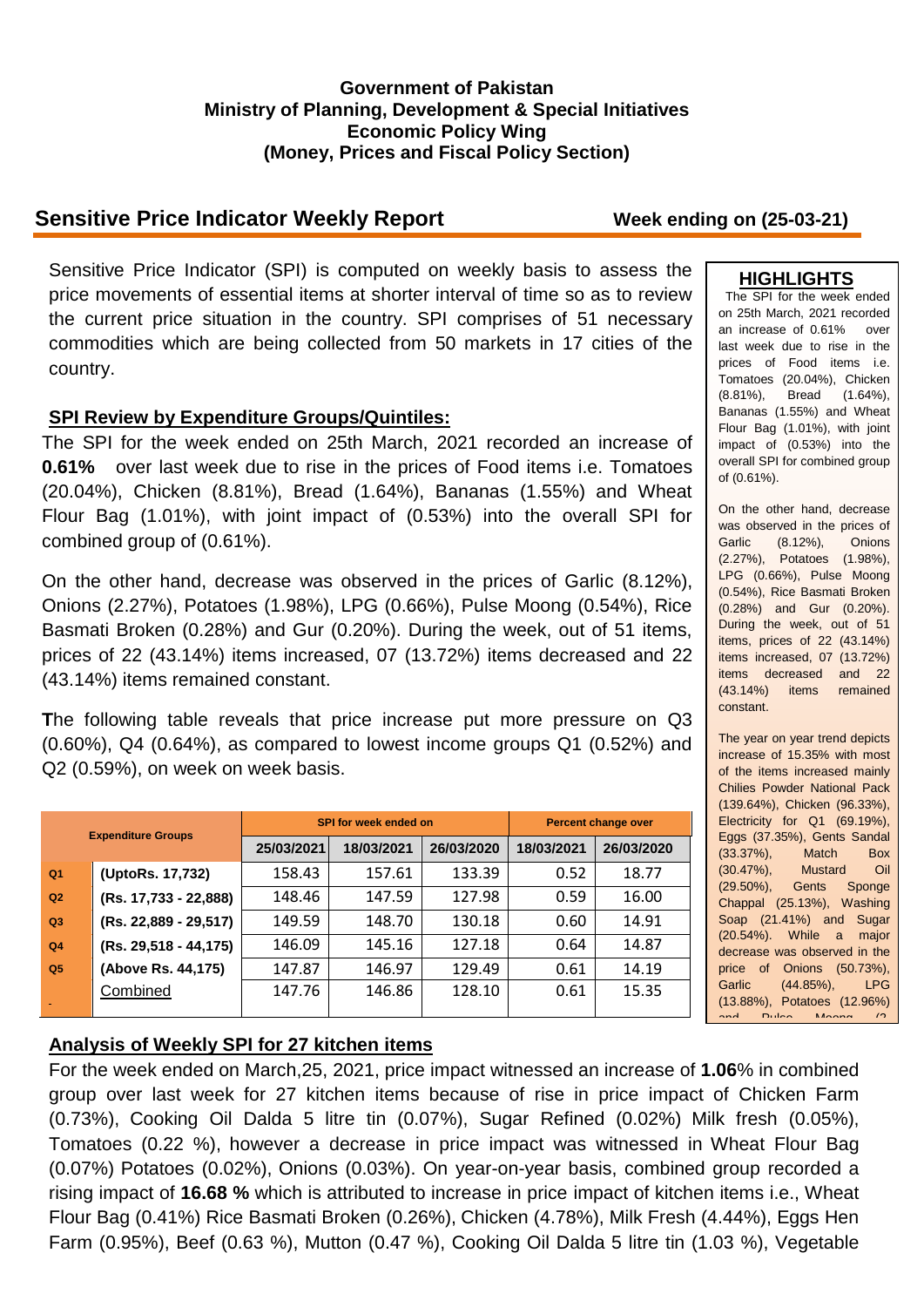**Government of Pakistan**
**Ministry of Planning, Development & Special Initiatives**
**Economic Policy Wing**
**(Money, Prices and Fiscal Policy Section)**

## Sensitive Price Indicator Weekly Report

**Week ending on (25-03-21)**

Sensitive Price Indicator (SPI) is computed on weekly basis to assess the price movements of essential items at shorter interval of time so as to review the current price situation in the country. SPI comprises of 51 necessary commodities which are being collected from 50 markets in 17 cities of the country.

### SPI Review by Expenditure Groups/Quintiles:

The SPI for the week ended on 25th March, 2021 recorded an increase of **0.61%** over last week due to rise in the prices of Food items i.e. Tomatoes (20.04%), Chicken (8.81%), Bread (1.64%), Bananas (1.55%) and Wheat Flour Bag (1.01%), with joint impact of (0.53%) into the overall SPI for combined group of (0.61%).

On the other hand, decrease was observed in the prices of Garlic (8.12%), Onions (2.27%), Potatoes (1.98%), LPG (0.66%), Pulse Moong (0.54%), Rice Basmati Broken (0.28%) and Gur (0.20%). During the week, out of 51 items, prices of 22 (43.14%) items increased, 07 (13.72%) items decreased and 22 (43.14%) items remained constant.

**T**he following table reveals that price increase put more pressure on Q3 (0.60%), Q4 (0.64%), as compared to lowest income groups Q1 (0.52%) and Q2 (0.59%), on week on week basis.

| Expenditure Groups | | SPI for week ended on | | | Percent change over | |
|---|---|---|---|---|---|---|
| | | 25/03/2021 | 18/03/2021 | 26/03/2020 | 18/03/2021 | 26/03/2020 |
| Q1 | (UptoRs. 17,732) | 158.43 | 157.61 | 133.39 | 0.52 | 18.77 |
| Q2 | (Rs. 17,733 - 22,888) | 148.46 | 147.59 | 127.98 | 0.59 | 16.00 |
| Q3 | (Rs. 22,889 - 29,517) | 149.59 | 148.70 | 130.18 | 0.60 | 14.91 |
| Q4 | (Rs. 29,518 - 44,175) | 146.09 | 145.16 | 127.18 | 0.64 | 14.87 |
| Q5 | (Above Rs. 44,175) | 147.87 | 146.97 | 129.49 | 0.61 | 14.19 |
| | Combined | 147.76 | 146.86 | 128.10 | 0.61 | 15.35 |

### HIGHLIGHTS

The SPI for the week ended on 25th March, 2021 recorded an increase of 0.61% over last week due to rise in the prices of Food items i.e. Tomatoes (20.04%), Chicken (8.81%), Bread (1.64%), Bananas (1.55%) and Wheat Flour Bag (1.01%), with joint impact of (0.53%) into the overall SPI for combined group of (0.61%).

On the other hand, decrease was observed in the prices of Garlic (8.12%), Onions (2.27%), Potatoes (1.98%), LPG (0.66%), Pulse Moong (0.54%), Rice Basmati Broken (0.28%) and Gur (0.20%). During the week, out of 51 items, prices of 22 (43.14%) items increased, 07 (13.72%) items decreased and 22 (43.14%) items remained constant.

The year on year trend depicts increase of 15.35% with most of the items increased mainly Chilies Powder National Pack (139.64%), Chicken (96.33%), Electricity for Q1 (69.19%), Eggs (37.35%), Gents Sandal (33.37%), Match Box (30.47%), Mustard Oil (29.50%), Gents Sponge Chappal (25.13%), Washing Soap (21.41%) and Sugar (20.54%). While a major decrease was observed in the price of Onions (50.73%), Garlic (44.85%), LPG (13.88%), Potatoes (12.96%) and Pulse Moong (2

### Analysis of Weekly SPI for 27 kitchen items

For the week ended on March,25, 2021, price impact witnessed an increase of **1.06**% in combined group over last week for 27 kitchen items because of rise in price impact of Chicken Farm (0.73%), Cooking Oil Dalda 5 litre tin (0.07%), Sugar Refined (0.02%) Milk fresh (0.05%), Tomatoes (0.22 %), however a decrease in price impact was witnessed in Wheat Flour Bag (0.07%) Potatoes (0.02%), Onions (0.03%). On year-on-year basis, combined group recorded a rising impact of **16.68 %** which is attributed to increase in price impact of kitchen items i.e., Wheat Flour Bag (0.41%) Rice Basmati Broken (0.26%), Chicken (4.78%), Milk Fresh (4.44%), Eggs Hen Farm (0.95%), Beef (0.63 %), Mutton (0.47 %), Cooking Oil Dalda 5 litre tin (1.03 %), Vegetable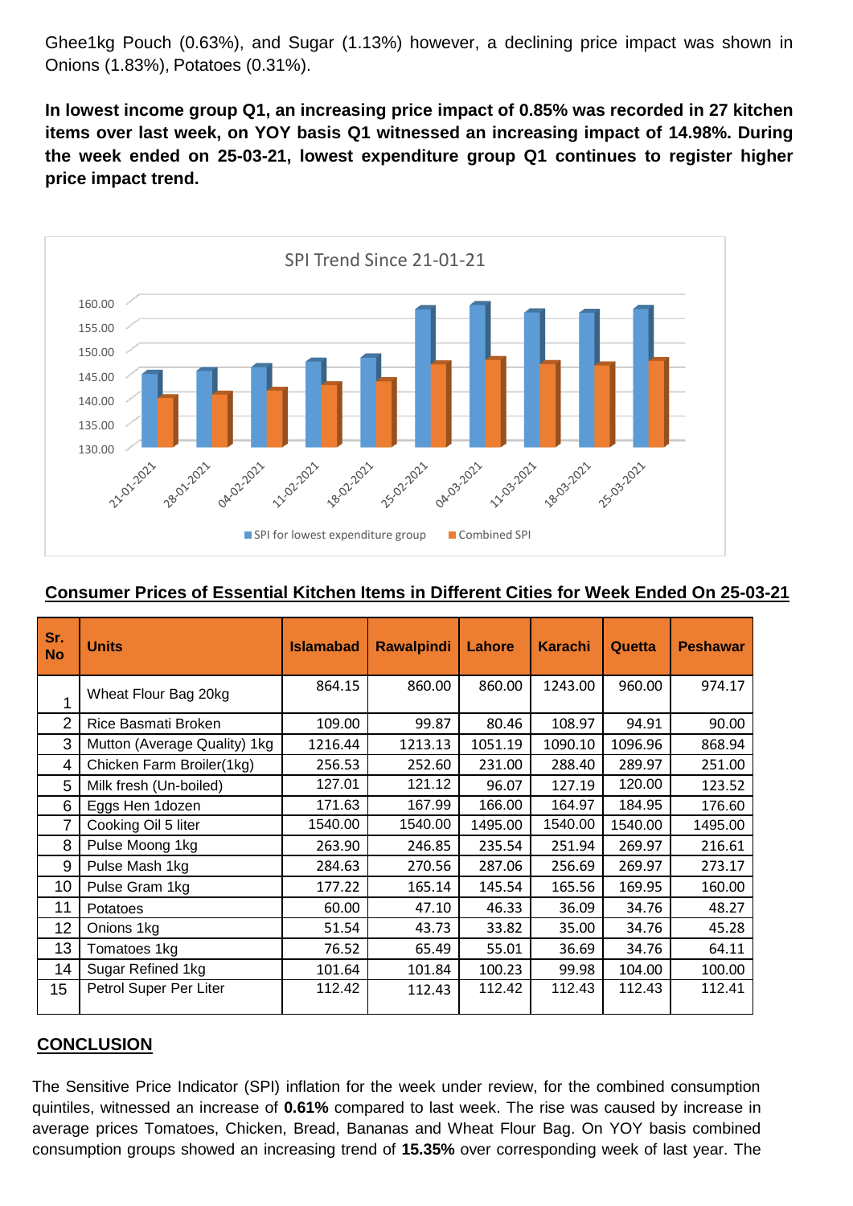Ghee1kg Pouch (0.63%), and Sugar (1.13%) however, a declining price impact was shown in Onions (1.83%), Potatoes (0.31%).

**In lowest income group Q1, an increasing price impact of 0.85% was recorded in 27 kitchen items over last week, on YOY basis Q1 witnessed an increasing impact of 14.98%. During the week ended on 25-03-21, lowest expenditure group Q1 continues to register higher price impact trend.**

SPI Trend Since 21-01-21

SPI for lowest expenditure group | Combined SPI

**Consumer Prices of Essential Kitchen Items in Different Cities for Week Ended On 25-03-21**

| Sr. No | Units | Islamabad | Rawalpindi | Lahore | Karachi | Quetta | Peshawar |
|---|---|---|---|---|---|---|---|
| 1 | Wheat Flour Bag 20kg | 864.15 | 860.00 | 860.00 | 1243.00 | 960.00 | 974.17 |
| 2 | Rice Basmati Broken | 109.00 | 99.87 | 80.46 | 108.97 | 94.91 | 90.00 |
| 3 | Mutton (Average Quality) 1kg | 1216.44 | 1213.13 | 1051.19 | 1090.10 | 1096.96 | 868.94 |
| 4 | Chicken Farm Broiler(1kg) | 256.53 | 252.60 | 231.00 | 288.40 | 289.97 | 251.00 |
| 5 | Milk fresh (Un-boiled) | 127.01 | 121.12 | 96.07 | 127.19 | 120.00 | 123.52 |
| 6 | Eggs Hen 1dozen | 171.63 | 167.99 | 166.00 | 164.97 | 184.95 | 176.60 |
| 7 | Cooking Oil 5 liter | 1540.00 | 1540.00 | 1495.00 | 1540.00 | 1540.00 | 1495.00 |
| 8 | Pulse Moong 1kg | 263.90 | 246.85 | 235.54 | 251.94 | 269.97 | 216.61 |
| 9 | Pulse Mash 1kg | 284.63 | 270.56 | 287.06 | 256.69 | 269.97 | 273.17 |
| 10 | Pulse Gram 1kg | 177.22 | 165.14 | 145.54 | 165.56 | 169.95 | 160.00 |
| 11 | Potatoes | 60.00 | 47.10 | 46.33 | 36.09 | 34.76 | 48.27 |
| 12 | Onions 1kg | 51.54 | 43.73 | 33.82 | 35.00 | 34.76 | 45.28 |
| 13 | Tomatoes 1kg | 76.52 | 65.49 | 55.01 | 36.69 | 34.76 | 64.11 |
| 14 | Sugar Refined 1kg | 101.64 | 101.84 | 100.23 | 99.98 | 104.00 | 100.00 |
| 15 | Petrol Super Per Liter | 112.42 | 112.43 | 112.42 | 112.43 | 112.43 | 112.41 |

## CONCLUSION

The Sensitive Price Indicator (SPI) inflation for the week under review, for the combined consumption quintiles, witnessed an increase of **0.61%** compared to last week. The rise was caused by increase in average prices Tomatoes, Chicken, Bread, Bananas and Wheat Flour Bag. On YOY basis combined consumption groups showed an increasing trend of **15.35%** over corresponding week of last year. The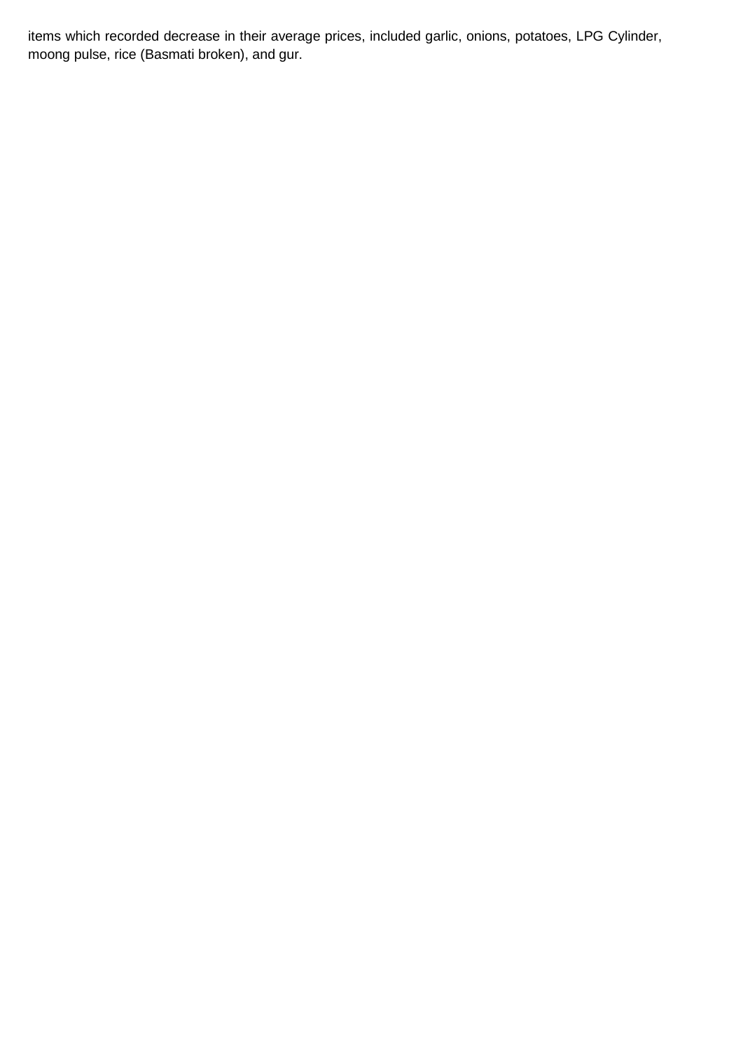items which recorded decrease in their average prices, included garlic, onions, potatoes, LPG Cylinder, moong pulse, rice (Basmati broken), and gur.